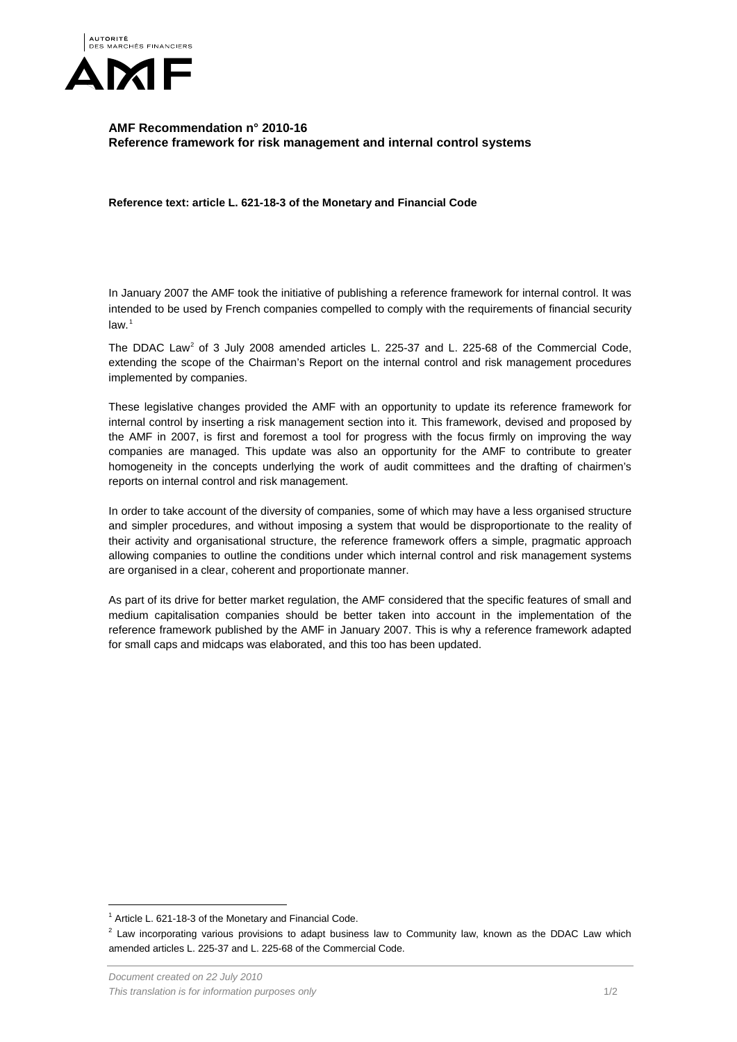**AMF Recommendation n° 2010-16**
**Reference framework for risk management and internal control systems**

**Reference text: article L. 621-18-3 of the Monetary and Financial Code**

In January 2007 the AMF took the initiative of publishing a reference framework for internal control. It was intended to be used by French companies compelled to comply with the requirements of financial security law.[1]

The DDAC Law[2] of 3 July 2008 amended articles L. 225-37 and L. 225-68 of the Commercial Code, extending the scope of the Chairman's Report on the internal control and risk management procedures implemented by companies.

These legislative changes provided the AMF with an opportunity to update its reference framework for internal control by inserting a risk management section into it. This framework, devised and proposed by the AMF in 2007, is first and foremost a tool for progress with the focus firmly on improving the way companies are managed. This update was also an opportunity for the AMF to contribute to greater homogeneity in the concepts underlying the work of audit committees and the drafting of chairmen's reports on internal control and risk management.

In order to take account of the diversity of companies, some of which may have a less organised structure and simpler procedures, and without imposing a system that would be disproportionate to the reality of their activity and organisational structure, the reference framework offers a simple, pragmatic approach allowing companies to outline the conditions under which internal control and risk management systems are organised in a clear, coherent and proportionate manner.

As part of its drive for better market regulation, the AMF considered that the specific features of small and medium capitalisation companies should be better taken into account in the implementation of the reference framework published by the AMF in January 2007. This is why a reference framework adapted for small caps and midcaps was elaborated, and this too has been updated.

---

[1] Article L. 621-18-3 of the Monetary and Financial Code.

[2] Law incorporating various provisions to adapt business law to Community law, known as the DDAC Law which amended articles L. 225-37 and L. 225-68 of the Commercial Code.

*Document created on 22 July 2010*
*This translation is for information purposes only*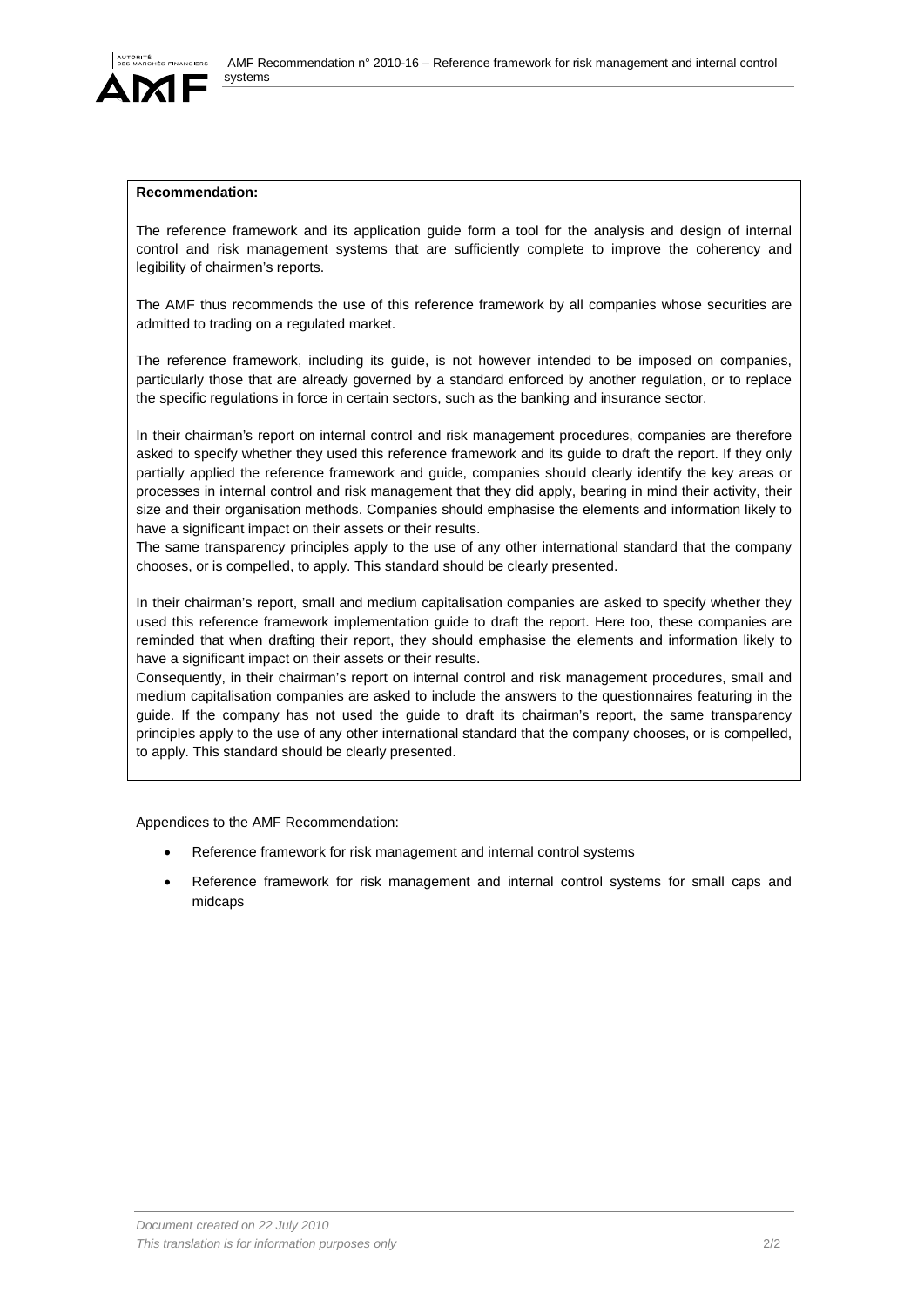**Recommendation:**

The reference framework and its application guide form a tool for the analysis and design of internal control and risk management systems that are sufficiently complete to improve the coherency and legibility of chairmen's reports.

The AMF thus recommends the use of this reference framework by all companies whose securities are admitted to trading on a regulated market.

The reference framework, including its guide, is not however intended to be imposed on companies, particularly those that are already governed by a standard enforced by another regulation, or to replace the specific regulations in force in certain sectors, such as the banking and insurance sector.

In their chairman's report on internal control and risk management procedures, companies are therefore asked to specify whether they used this reference framework and its guide to draft the report. If they only partially applied the reference framework and guide, companies should clearly identify the key areas or processes in internal control and risk management that they did apply, bearing in mind their activity, their size and their organisation methods. Companies should emphasise the elements and information likely to have a significant impact on their assets or their results.

The same transparency principles apply to the use of any other international standard that the company chooses, or is compelled, to apply. This standard should be clearly presented.

In their chairman's report, small and medium capitalisation companies are asked to specify whether they used this reference framework implementation guide to draft the report. Here too, these companies are reminded that when drafting their report, they should emphasise the elements and information likely to have a significant impact on their assets or their results.

Consequently, in their chairman's report on internal control and risk management procedures, small and medium capitalisation companies are asked to include the answers to the questionnaires featuring in the guide. If the company has not used the guide to draft its chairman's report, the same transparency principles apply to the use of any other international standard that the company chooses, or is compelled, to apply. This standard should be clearly presented.

Appendices to the AMF Recommendation:

- Reference framework for risk management and internal control systems
- Reference framework for risk management and internal control systems for small caps and midcaps

*Document created on 22 July 2010*
*This translation is for information purposes only*